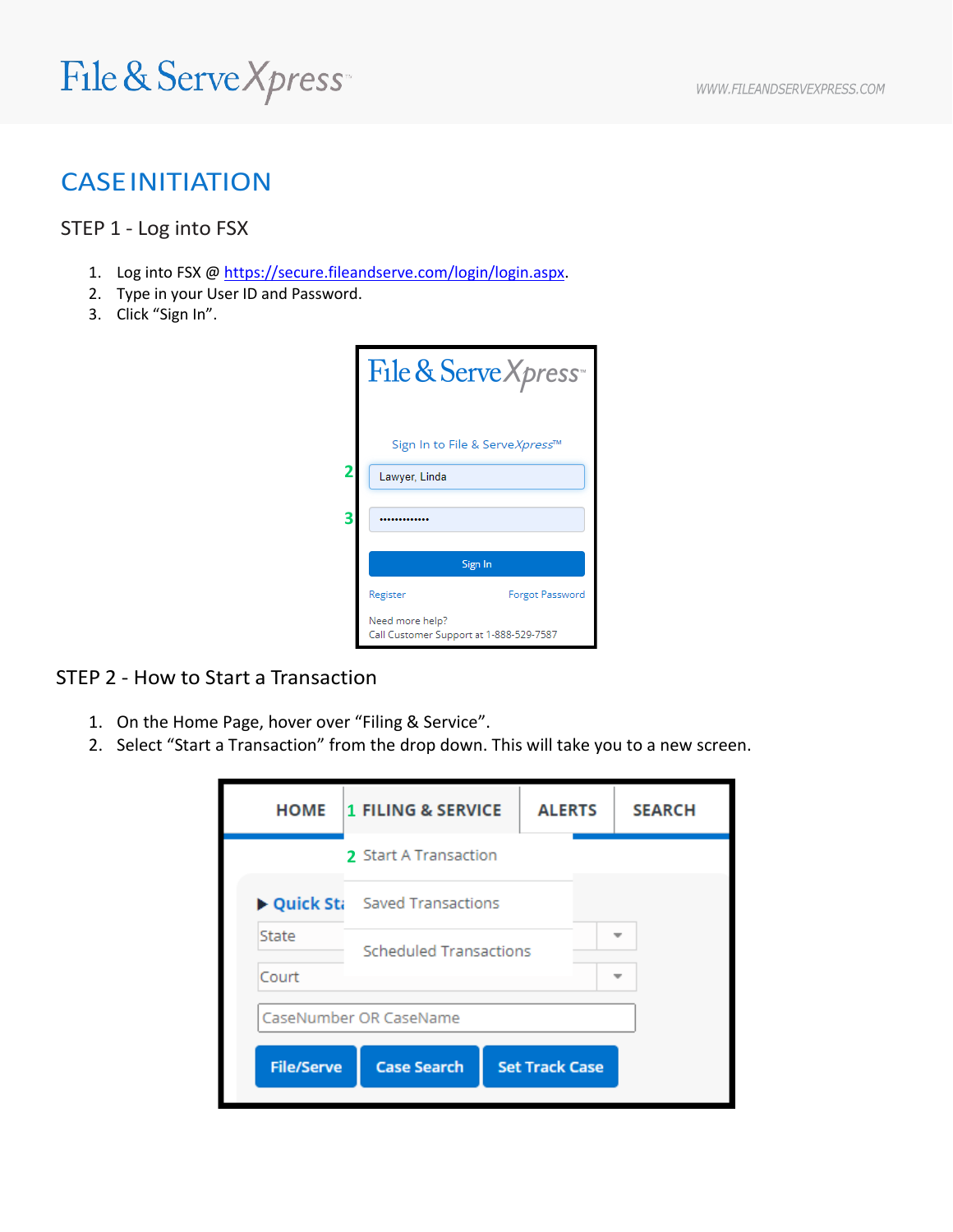# CASE INITIATION

## STEP 1 - Log into FSX

1. Log into FSX @ https://secure.fileandserve.com/login/login.aspx.
2. Type in your User ID and Password.
3. Click "Sign In".

## STEP 2 - How to Start a Transaction

1. On the Home Page, hover over "Filing & Service".
2. Select "Start a Transaction" from the drop down. This will take you to a new screen.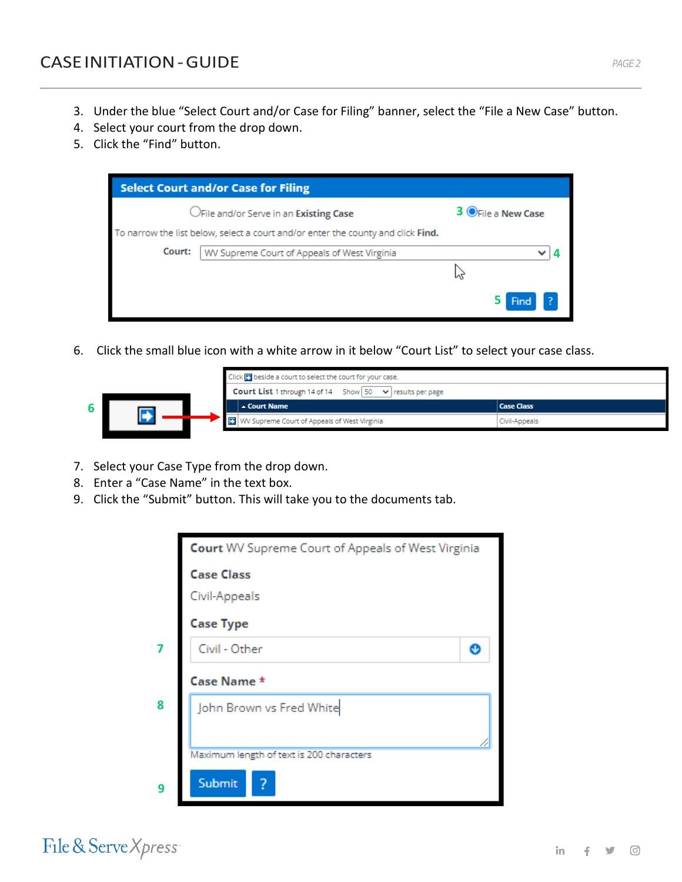3. Under the blue "Select Court and/or Case for Filing" banner, select the "File a New Case" button.
4. Select your court from the drop down.
5. Click the "Find" button.

**Select Court and/or Case for Filing**

File and/or Serve in an **Existing Case**

3 File a **New Case**

To narrow the list below, select a court and/or enter the county and click **Find.**

**Court:** WV Supreme Court of Appeals of West Virginia 4

5 Find ?

6. Click the small blue icon with a white arrow in it below "Court List" to select your case class.

6

Click beside a court to select the court for your case.

**Court List** 1 through 14 of 14 Show 50 results per page

| Court Name | Case Class |
|---|---|
| WV Supreme Court of Appeals of West Virginia | Civil-Appeals |

7. Select your Case Type from the drop down.
8. Enter a "Case Name" in the text box.
9. Click the "Submit" button. This will take you to the documents tab.

**Court** WV Supreme Court of Appeals of West Virginia

**Case Class**

Civil-Appeals

**Case Type**

7 Civil - Other

**Case Name** *

8 John Brown vs Fred White

Maximum length of text is 200 characters

9 Submit ?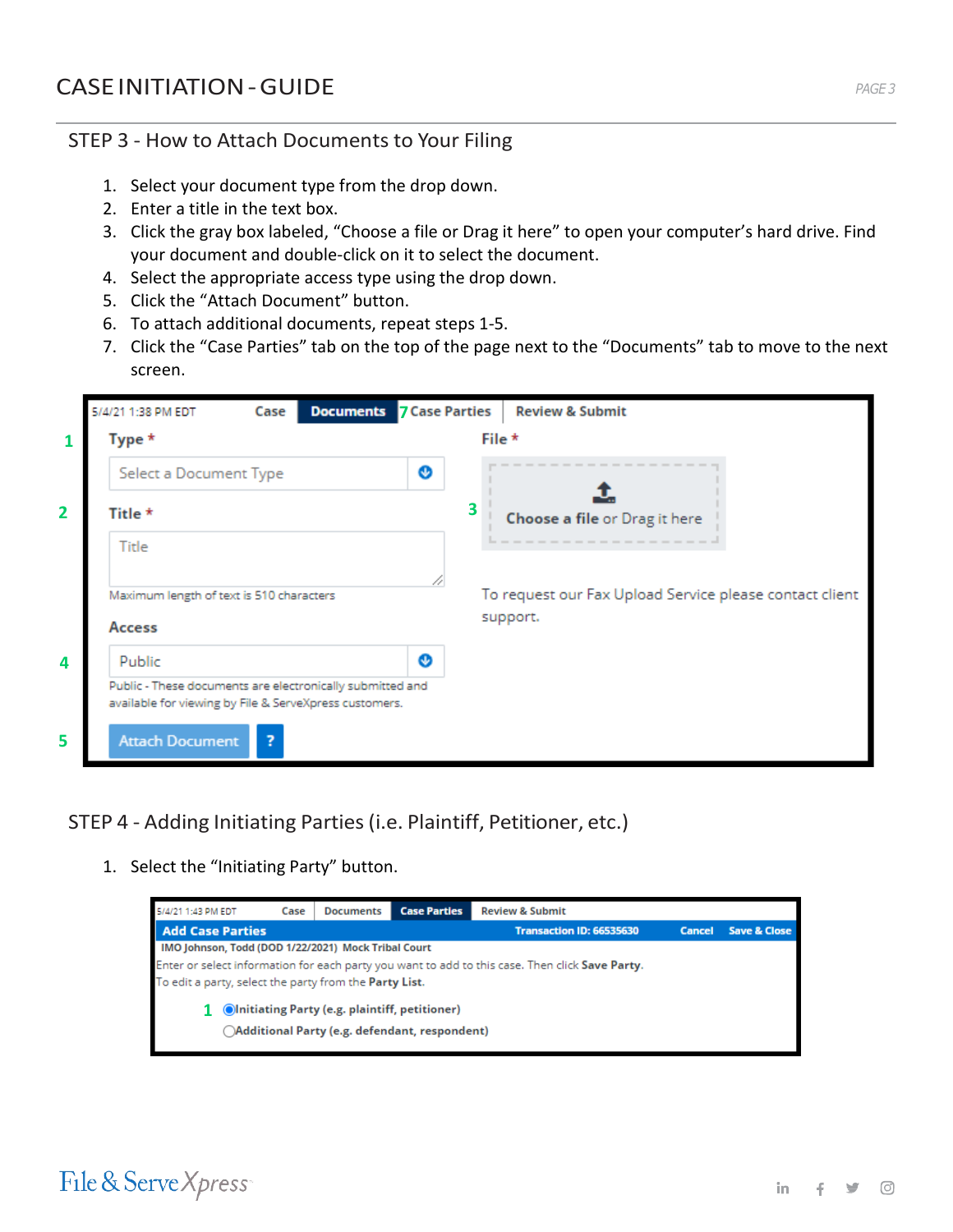## STEP 3 - How to Attach Documents to Your Filing

1. Select your document type from the drop down.
2. Enter a title in the text box.
3. Click the gray box labeled, "Choose a file or Drag it here" to open your computer's hard drive. Find your document and double-click on it to select the document.
4. Select the appropriate access type using the drop down.
5. Click the "Attach Document" button.
6. To attach additional documents, repeat steps 1-5.
7. Click the "Case Parties" tab on the top of the page next to the "Documents" tab to move to the next screen.

5/4/21 1:38 PM EDT Case **Documents** 7 Case Parties Review & Submit

1 **Type** *

Select a Document Type

2 **Title** *

Title

Maximum length of text is 510 characters

**Access**

4 Public

Public - These documents are electronically submitted and available for viewing by File & ServeXpress customers.

5 Attach Document ?

**File** *

3 Choose a file or Drag it here

To request our Fax Upload Service please contact client support.

## STEP 4 - Adding Initiating Parties (i.e. Plaintiff, Petitioner, etc.)

1. Select the "Initiating Party" button.

5/4/21 1:43 PM EDT Case Documents **Case Parties** Review & Submit

**Add Case Parties** Transaction ID: 66535630 Cancel Save & Close

IMO Johnson, Todd (DOD 1/22/2021) Mock Tribal Court

Enter or select information for each party you want to add to this case. Then click **Save Party**.

To edit a party, select the party from the **Party List**.

1 ◉ Initiating Party (e.g. plaintiff, petitioner)

○ Additional Party (e.g. defendant, respondent)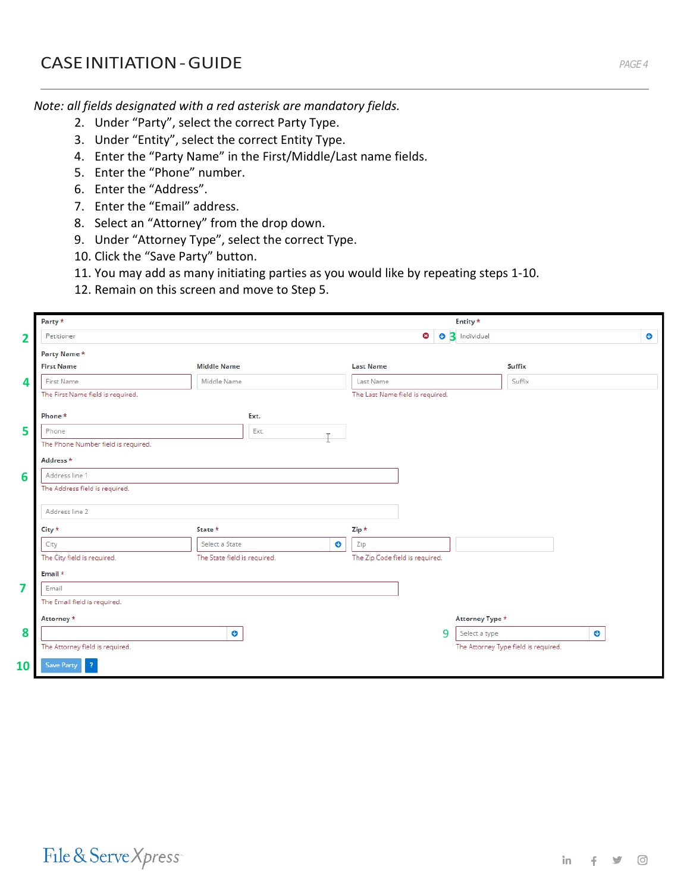*Note: all fields designated with a red asterisk are mandatory fields.*

2. Under "Party", select the correct Party Type.
3. Under "Entity", select the correct Entity Type.
4. Enter the "Party Name" in the First/Middle/Last name fields.
5. Enter the "Phone" number.
6. Enter the "Address".
7. Enter the "Email" address.
8. Select an "Attorney" from the drop down.
9. Under "Attorney Type", select the correct Type.
10. Click the "Save Party" button.
11. You may add as many initiating parties as you would like by repeating steps 1-10.
12. Remain on this screen and move to Step 5.

Party *

2 Petitioner

3 Entity *

Individual

Party Name *

First Name

Middle Name

Last Name

Suffix

4 First Name

Middle Name

Last Name

Suffix

The First Name field is required.

The Last Name field is required.

Phone *

Ext.

5 Phone

Ext.

The Phone Number field is required.

Address *

6 Address line 1

The Address field is required.

Address line 2

City *

State *

Zip *

City

Select a State

Zip

The City field is required.

The State field is required.

The Zip Code field is required.

Email *

7 Email

The Email field is required.

Attorney *

Attorney Type *

8

9 Select a type

The Attorney field is required.

The Attorney Type field is required.

10 Save Party ?

File & ServeXpress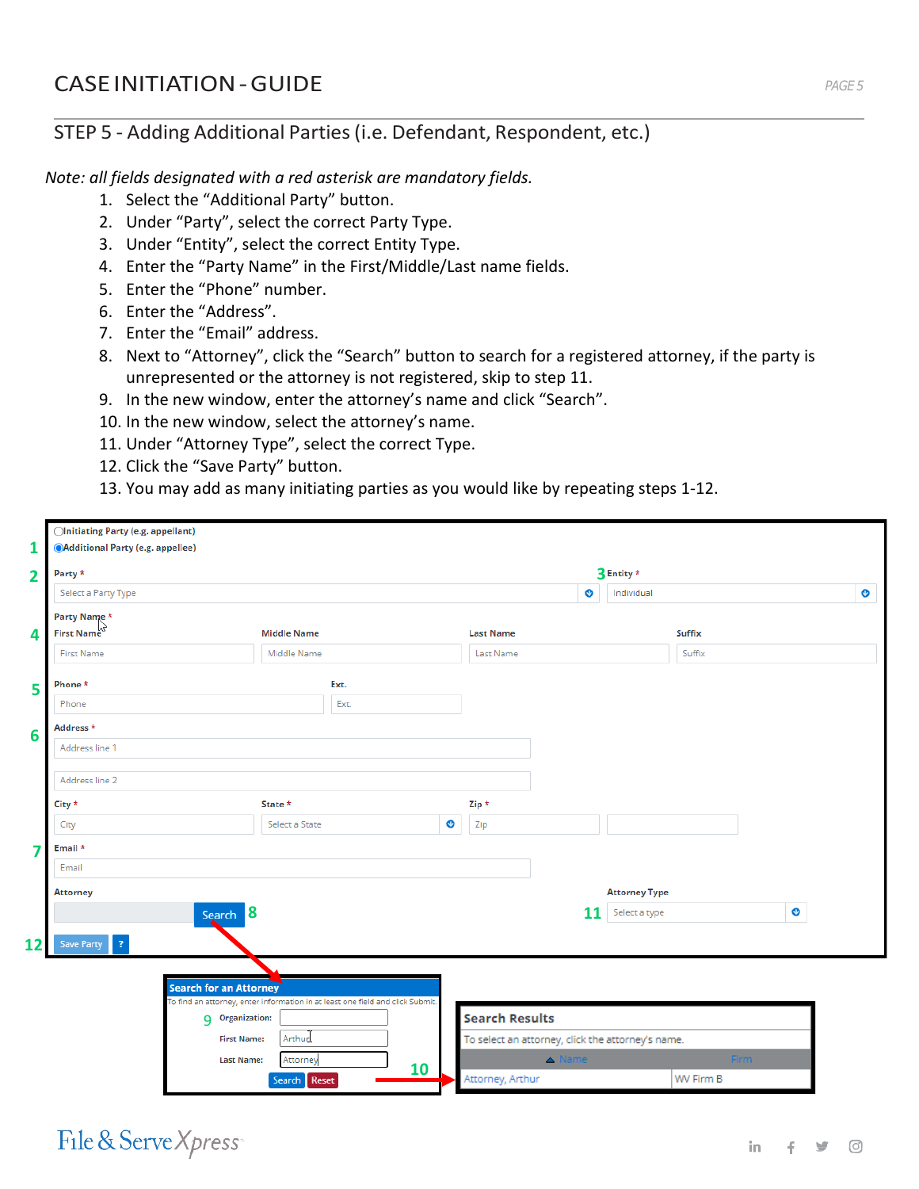# CASE INITIATION - GUIDE

## STEP 5 - Adding Additional Parties (i.e. Defendant, Respondent, etc.)

*Note: all fields designated with a red asterisk are mandatory fields.*

1. Select the "Additional Party" button.
2. Under "Party", select the correct Party Type.
3. Under "Entity", select the correct Entity Type.
4. Enter the "Party Name" in the First/Middle/Last name fields.
5. Enter the "Phone" number.
6. Enter the "Address".
7. Enter the "Email" address.
8. Next to "Attorney", click the "Search" button to search for a registered attorney, if the party is unrepresented or the attorney is not registered, skip to step 11.
9. In the new window, enter the attorney's name and click "Search".
10. In the new window, select the attorney's name.
11. Under "Attorney Type", select the correct Type.
12. Click the "Save Party" button.
13. You may add as many initiating parties as you would like by repeating steps 1-12.

1 Initiating Party (e.g. appellant)
Additional Party (e.g. appellee)

2 Party * Select a Party Type
3 Entity * Individual

Party Name *
4 First Name — Middle Name — Last Name — Suffix

5 Phone * — Ext.

6 Address * Address line 1 / Address line 2

City * — State * Select a State — Zip *

7 Email *

Attorney — Search 8
Attorney Type — 11 Select a type

12 Save Party ?

Search for an Attorney
To find an attorney, enter information in at least one field and click Submit.
9 Organization:
First Name: Arthur
Last Name: Attorney
Search Reset 10

Search Results
To select an attorney, click the attorney's name.

| Name | Firm |
| --- | --- |
| Attorney, Arthur | WV Firm B |

File & ServeXpress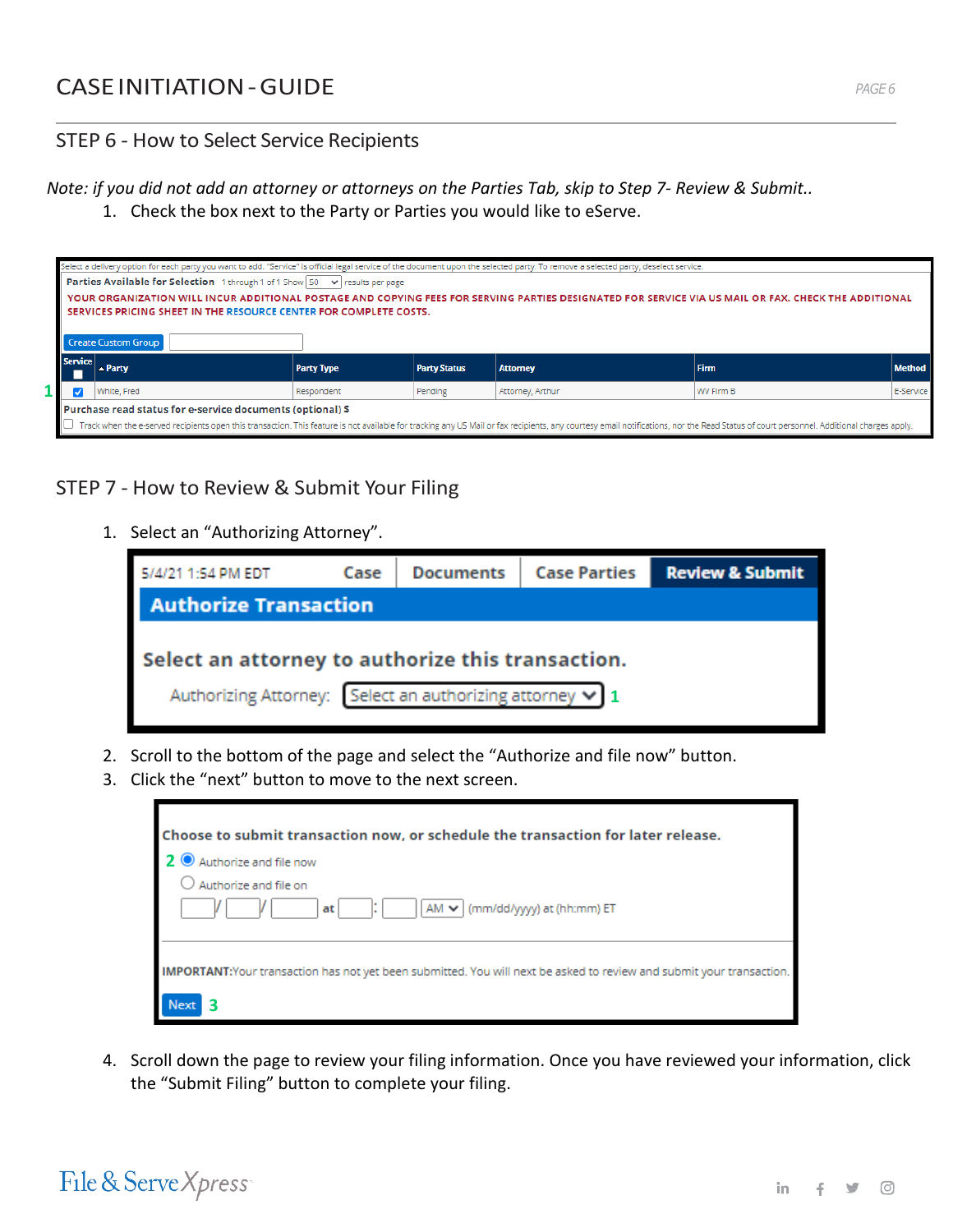# CASE INITIATION - GUIDE

## STEP 6 - How to Select Service Recipients

*Note: if you did not add an attorney or attorneys on the Parties Tab, skip to Step 7- Review & Submit..*

1. Check the box next to the Party or Parties you would like to eServe.

Select a delivery option for each party you want to add. "Service" is official legal service of the document upon the selected party. To remove a selected party, deselect service.

**Parties Available for Selection** 1 through 1 of 1 Show 50 results per page

YOUR ORGANIZATION WILL INCUR ADDITIONAL POSTAGE AND COPYING FEES FOR SERVING PARTIES DESIGNATED FOR SERVICE VIA US MAIL OR FAX. CHECK THE ADDITIONAL SERVICES PRICING SHEET IN THE RESOURCE CENTER FOR COMPLETE COSTS.

Create Custom Group

| Service | Party | Party Type | Party Status | Attorney | Firm | Method |
|---|---|---|---|---|---|---|
| ☑ | White, Fred | Respondent | Pending | Attorney, Arthur | WV Firm B | E-Service |

**Purchase read status for e-service documents (optional) $**

☐ Track when the e-served recipients open this transaction. This feature is not available for tracking any US Mail or fax recipients, any courtesy email notifications, nor the Read Status of court personnel. Additional charges apply.

## STEP 7 - How to Review & Submit Your Filing

1. Select an "Authorizing Attorney".

5/4/21 1:54 PM EDT | Case | Documents | Case Parties | **Review & Submit**

**Authorize Transaction**

**Select an attorney to authorize this transaction.**

Authorizing Attorney: Select an authorizing attorney

2. Scroll to the bottom of the page and select the "Authorize and file now" button.
3. Click the "next" button to move to the next screen.

**Choose to submit transaction now, or schedule the transaction for later release.**

◉ Authorize and file now

○ Authorize and file on

/ / at : AM (mm/dd/yyyy) at (hh:mm) ET

**IMPORTANT:** Your transaction has not yet been submitted. You will next be asked to review and submit your transaction.

Next

4. Scroll down the page to review your filing information. Once you have reviewed your information, click the "Submit Filing" button to complete your filing.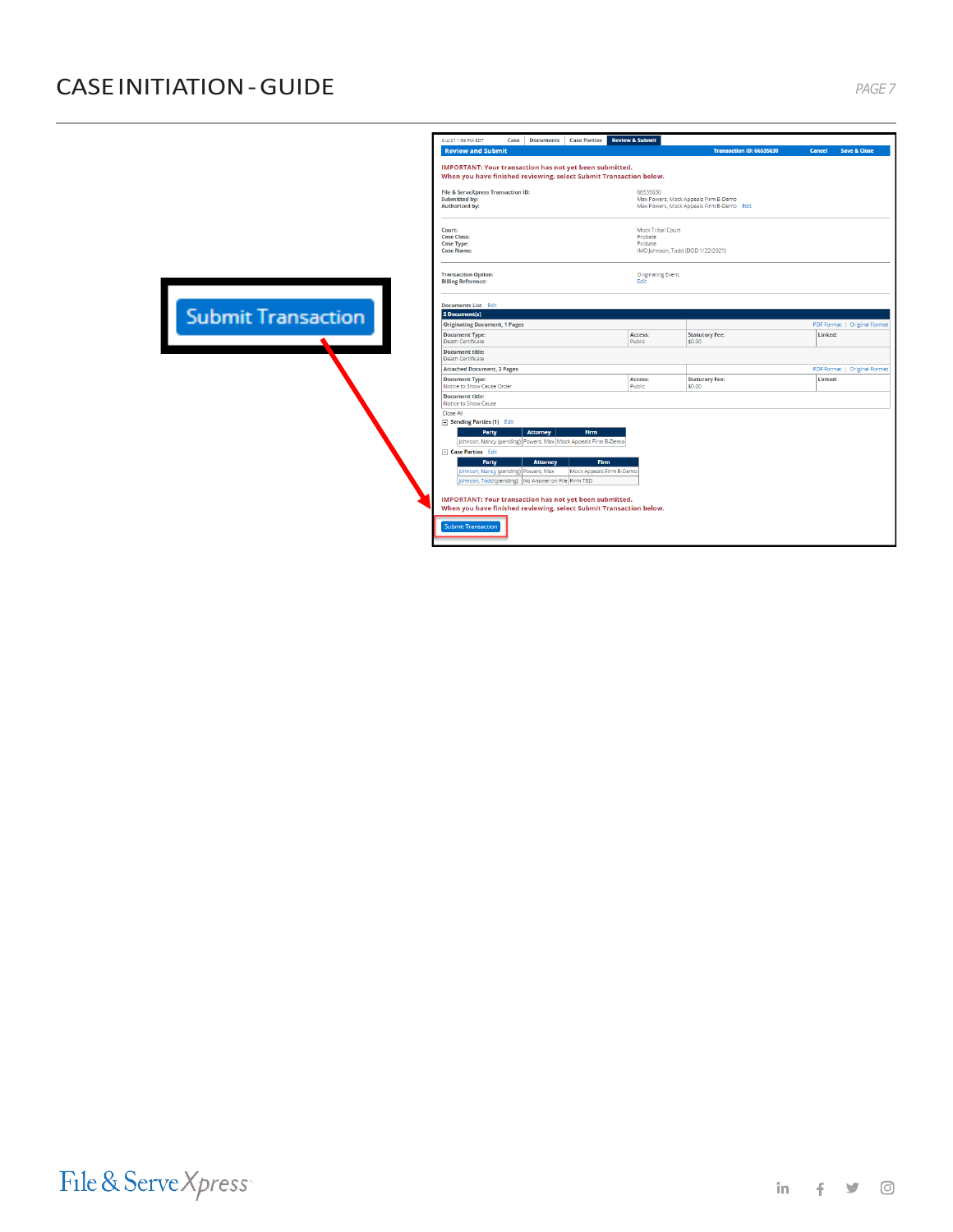5/4/21 1:58 PM EDT Case Documents Case Parties Review & Submit

Review and Submit | Transaction ID: 66535630 | Cancel | Save & Close

IMPORTANT: Your transaction has not yet been submitted.
When you have finished reviewing, select Submit Transaction below.

**File & ServeXpress Transaction ID:** 66535630
**Submitted by:** Max Powers, Mock Appeals Firm B-Demo
**Authorized by:** Max Powers, Mock Appeals Firm B-Demo Edit

**Court:** Mock Tribal Court
**Case Class:** Probate
**Case Type:** Probate
**Case Name:** IMO Johnson, Todd (DOD 1/22/2021)

**Transaction Option:** Originating Event
**Billing Reference:** Edit

Documents List Edit

**2 Document(s)**

**Originating Document, 1 Pages** PDF Format | Original Format

| Document Type: | Access: | Statutory Fee: | Linked: |
|---|---|---|---|
| Death Certificate | Public | $0.00 | |

**Document title:** Death Certificate

**Attached Document, 2 Pages** PDF Format | Original Format

| Document Type: | Access: | Statutory Fee: | Linked: |
|---|---|---|---|
| Notice to Show Cause Order | Public | $0.00 | |

**Document title:** Notice to Show Cause

Close All

**Sending Parties (1)** Edit

| Party | Attorney | Firm |
|---|---|---|
| Johnson, Nancy (pending) | Powers, Max | Mock Appeals Firm B-Demo |

**Case Parties** Edit

| Party | Attorney | Firm |
|---|---|---|
| Johnson, Nancy (pending) | Powers, Max | Mock Appeals Firm B-Demo |
| Johnson, Todd (pending) | No Answer on File | Firm TBD |

IMPORTANT: Your transaction has not yet been submitted.
When you have finished reviewing, select Submit Transaction below.

Submit Transaction

Submit Transaction